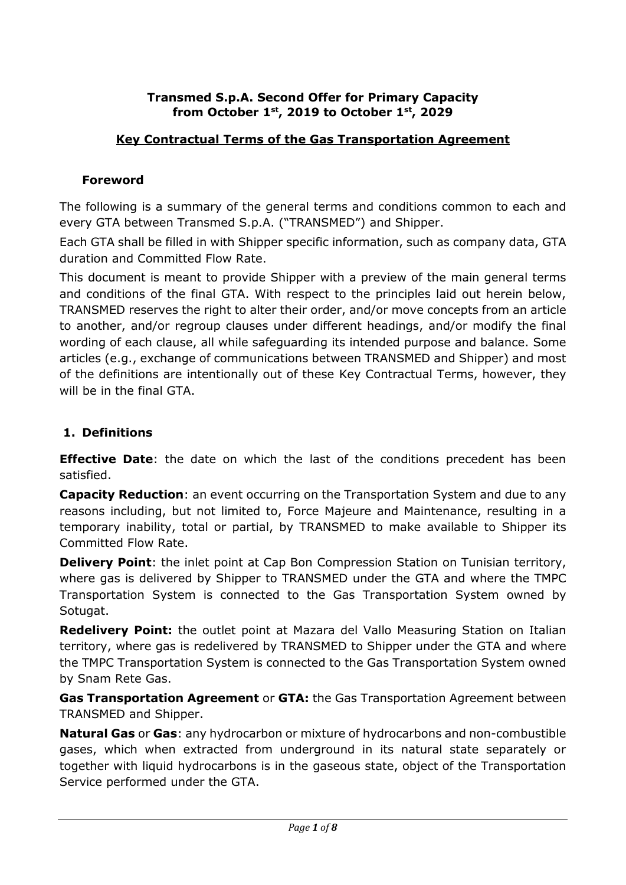# Transmed S.p.A. Second Offer for Primary Capacity from October 1st, 2019 to October 1st, 2029

## Key Contractual Terms of the Gas Transportation Agreement

### Foreword

The following is a summary of the general terms and conditions common to each and every GTA between Transmed S.p.A. ("TRANSMED") and Shipper.

Each GTA shall be filled in with Shipper specific information, such as company data, GTA duration and Committed Flow Rate.

This document is meant to provide Shipper with a preview of the main general terms and conditions of the final GTA. With respect to the principles laid out herein below, TRANSMED reserves the right to alter their order, and/or move concepts from an article to another, and/or regroup clauses under different headings, and/or modify the final wording of each clause, all while safeguarding its intended purpose and balance. Some articles (e.g., exchange of communications between TRANSMED and Shipper) and most of the definitions are intentionally out of these Key Contractual Terms, however, they will be in the final GTA.

### 1. Definitions

**Effective Date**: the date on which the last of the conditions precedent has been satisfied.

**Capacity Reduction**: an event occurring on the Transportation System and due to any reasons including, but not limited to, Force Majeure and Maintenance, resulting in a temporary inability, total or partial, by TRANSMED to make available to Shipper its Committed Flow Rate.

**Delivery Point**: the inlet point at Cap Bon Compression Station on Tunisian territory, where gas is delivered by Shipper to TRANSMED under the GTA and where the TMPC Transportation System is connected to the Gas Transportation System owned by Sotugat.

**Redelivery Point:** the outlet point at Mazara del Vallo Measuring Station on Italian territory, where gas is redelivered by TRANSMED to Shipper under the GTA and where the TMPC Transportation System is connected to the Gas Transportation System owned by Snam Rete Gas.

**Gas Transportation Agreement** or **GTA:** the Gas Transportation Agreement between TRANSMED and Shipper.

**Natural Gas** or **Gas**: any hydrocarbon or mixture of hydrocarbons and non-combustible gases, which when extracted from underground in its natural state separately or together with liquid hydrocarbons is in the gaseous state, object of the Transportation Service performed under the GTA.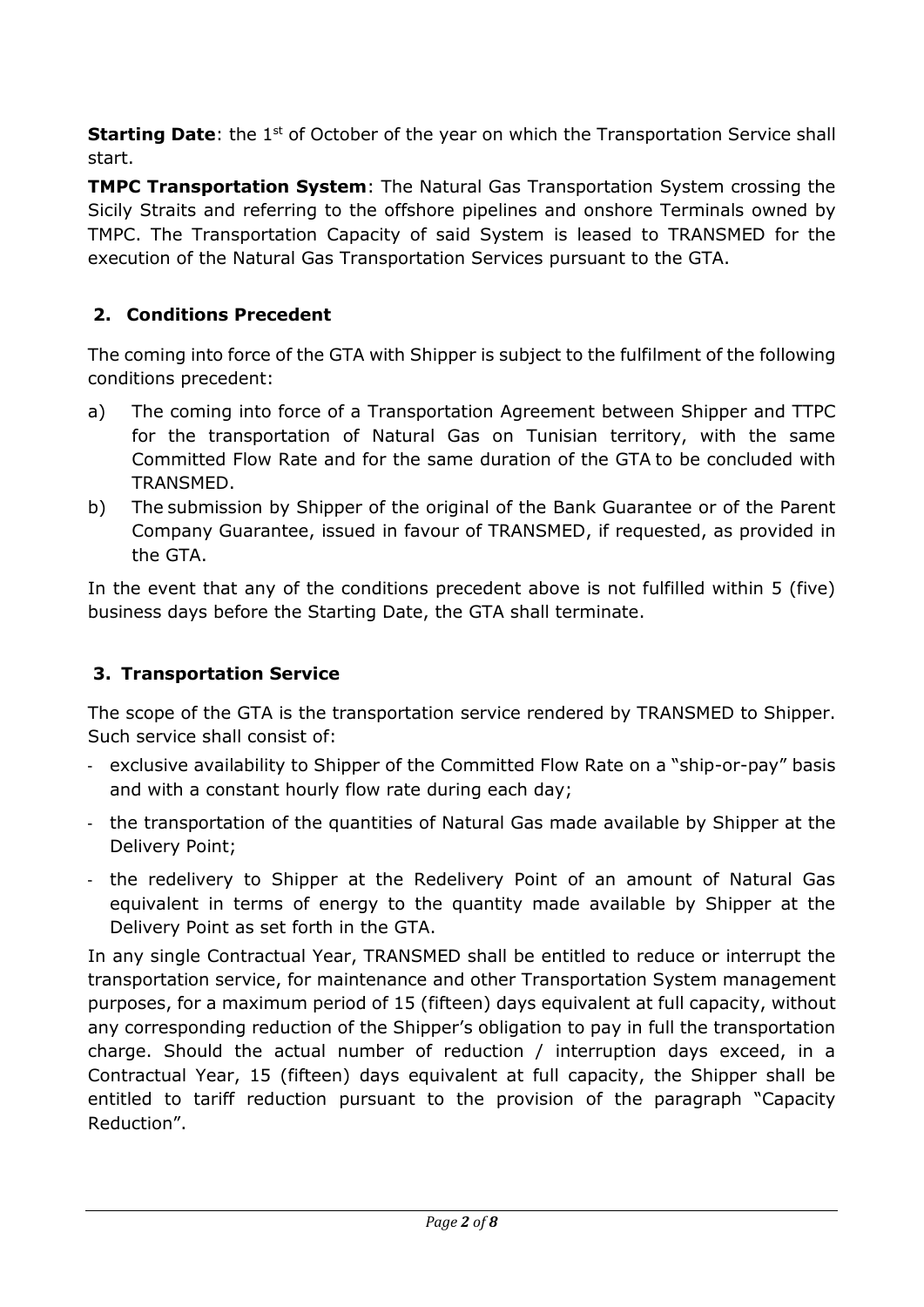**Starting Date**: the 1st of October of the year on which the Transportation Service shall start.

**TMPC Transportation System**: The Natural Gas Transportation System crossing the Sicily Straits and referring to the offshore pipelines and onshore Terminals owned by TMPC. The Transportation Capacity of said System is leased to TRANSMED for the execution of the Natural Gas Transportation Services pursuant to the GTA.

## 2. Conditions Precedent

The coming into force of the GTA with Shipper is subject to the fulfilment of the following conditions precedent:

a) The coming into force of a Transportation Agreement between Shipper and TTPC for the transportation of Natural Gas on Tunisian territory, with the same Committed Flow Rate and for the same duration of the GTA to be concluded with TRANSMED.

b) The submission by Shipper of the original of the Bank Guarantee or of the Parent Company Guarantee, issued in favour of TRANSMED, if requested, as provided in the GTA.

In the event that any of the conditions precedent above is not fulfilled within 5 (five) business days before the Starting Date, the GTA shall terminate.

## 3. Transportation Service

The scope of the GTA is the transportation service rendered by TRANSMED to Shipper. Such service shall consist of:

- exclusive availability to Shipper of the Committed Flow Rate on a "ship-or-pay" basis and with a constant hourly flow rate during each day;
- the transportation of the quantities of Natural Gas made available by Shipper at the Delivery Point;
- the redelivery to Shipper at the Redelivery Point of an amount of Natural Gas equivalent in terms of energy to the quantity made available by Shipper at the Delivery Point as set forth in the GTA.

In any single Contractual Year, TRANSMED shall be entitled to reduce or interrupt the transportation service, for maintenance and other Transportation System management purposes, for a maximum period of 15 (fifteen) days equivalent at full capacity, without any corresponding reduction of the Shipper's obligation to pay in full the transportation charge. Should the actual number of reduction / interruption days exceed, in a Contractual Year, 15 (fifteen) days equivalent at full capacity, the Shipper shall be entitled to tariff reduction pursuant to the provision of the paragraph "Capacity Reduction".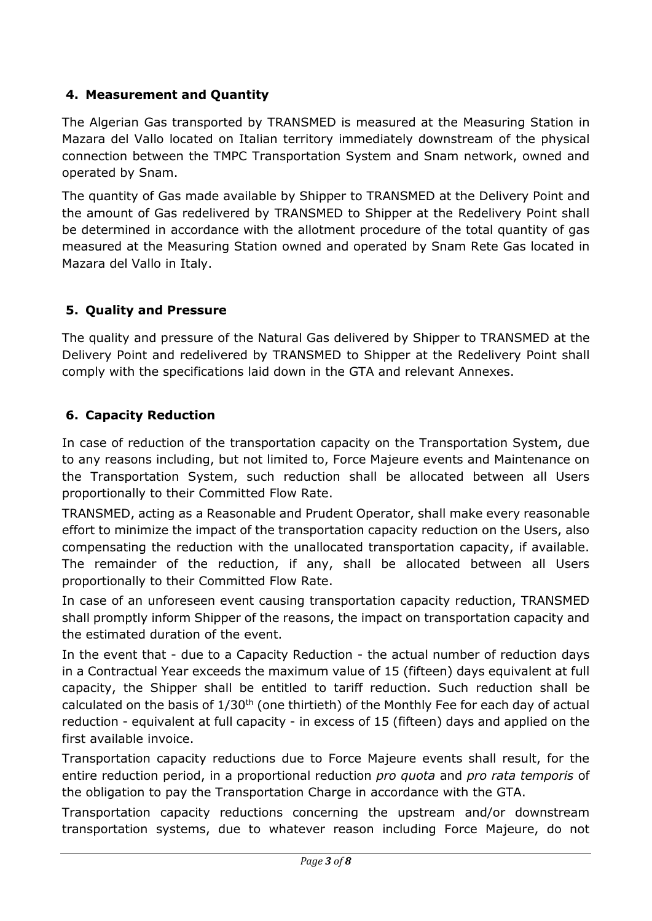## 4. Measurement and Quantity

The Algerian Gas transported by TRANSMED is measured at the Measuring Station in Mazara del Vallo located on Italian territory immediately downstream of the physical connection between the TMPC Transportation System and Snam network, owned and operated by Snam.

The quantity of Gas made available by Shipper to TRANSMED at the Delivery Point and the amount of Gas redelivered by TRANSMED to Shipper at the Redelivery Point shall be determined in accordance with the allotment procedure of the total quantity of gas measured at the Measuring Station owned and operated by Snam Rete Gas located in Mazara del Vallo in Italy.

## 5. Quality and Pressure

The quality and pressure of the Natural Gas delivered by Shipper to TRANSMED at the Delivery Point and redelivered by TRANSMED to Shipper at the Redelivery Point shall comply with the specifications laid down in the GTA and relevant Annexes.

## 6. Capacity Reduction

In case of reduction of the transportation capacity on the Transportation System, due to any reasons including, but not limited to, Force Majeure events and Maintenance on the Transportation System, such reduction shall be allocated between all Users proportionally to their Committed Flow Rate.

TRANSMED, acting as a Reasonable and Prudent Operator, shall make every reasonable effort to minimize the impact of the transportation capacity reduction on the Users, also compensating the reduction with the unallocated transportation capacity, if available. The remainder of the reduction, if any, shall be allocated between all Users proportionally to their Committed Flow Rate.

In case of an unforeseen event causing transportation capacity reduction, TRANSMED shall promptly inform Shipper of the reasons, the impact on transportation capacity and the estimated duration of the event.

In the event that - due to a Capacity Reduction - the actual number of reduction days in a Contractual Year exceeds the maximum value of 15 (fifteen) days equivalent at full capacity, the Shipper shall be entitled to tariff reduction. Such reduction shall be calculated on the basis of 1/30th (one thirtieth) of the Monthly Fee for each day of actual reduction - equivalent at full capacity - in excess of 15 (fifteen) days and applied on the first available invoice.

Transportation capacity reductions due to Force Majeure events shall result, for the entire reduction period, in a proportional reduction *pro quota* and *pro rata temporis* of the obligation to pay the Transportation Charge in accordance with the GTA.

Transportation capacity reductions concerning the upstream and/or downstream transportation systems, due to whatever reason including Force Majeure, do not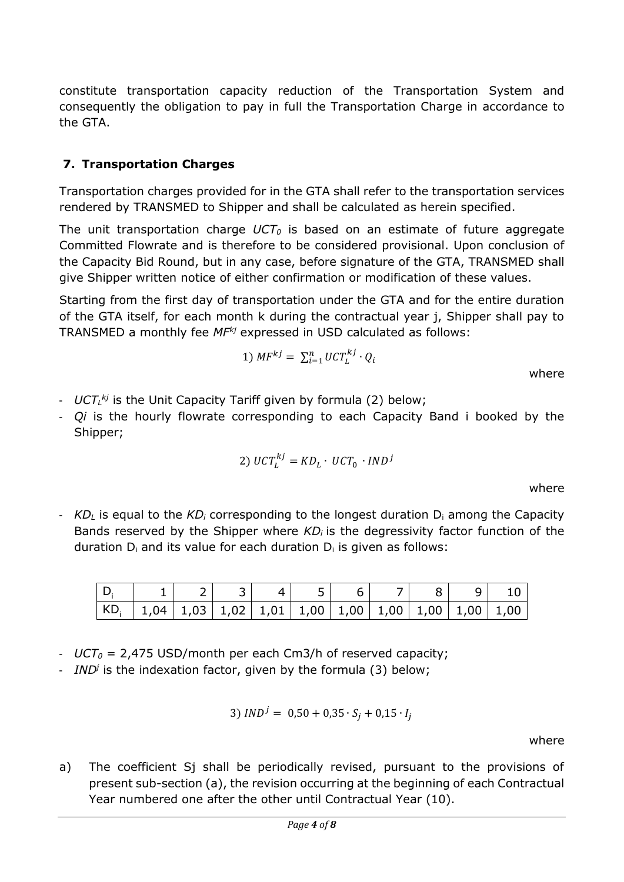constitute transportation capacity reduction of the Transportation System and consequently the obligation to pay in full the Transportation Charge in accordance to the GTA.

## 7. Transportation Charges

Transportation charges provided for in the GTA shall refer to the transportation services rendered by TRANSMED to Shipper and shall be calculated as herein specified.

The unit transportation charge $UCT_0$ is based on an estimate of future aggregate Committed Flowrate and is therefore to be considered provisional. Upon conclusion of the Capacity Bid Round, but in any case, before signature of the GTA, TRANSMED shall give Shipper written notice of either confirmation or modification of these values.

Starting from the first day of transportation under the GTA and for the entire duration of the GTA itself, for each month k during the contractual year j, Shipper shall pay to TRANSMED a monthly fee $MF^{kj}$ expressed in USD calculated as follows:

$$1)\ MF^{kj} = \sum_{i=1}^{n} UCT_L^{kj} \cdot Q_i$$

where

- $UCT_L^{kj}$ is the Unit Capacity Tariff given by formula (2) below;
- $Q_i$ is the hourly flowrate corresponding to each Capacity Band i booked by the Shipper;

$$2)\ UCT_L^{kj} = KD_L \cdot UCT_0 \cdot IND^j$$

where

- $KD_L$ is equal to the $KD_i$ corresponding to the longest duration $D_i$ among the Capacity Bands reserved by the Shipper where $KD_i$ is the degressivity factor function of the duration $D_i$ and its value for each duration $D_i$ is given as follows:

| $D_i$ | 1 | 2 | 3 | 4 | 5 | 6 | 7 | 8 | 9 | 10 |
|---|---|---|---|---|---|---|---|---|---|---|
| $KD_i$ | 1,04 | 1,03 | 1,02 | 1,01 | 1,00 | 1,00 | 1,00 | 1,00 | 1,00 | 1,00 |

- $UCT_0$ = 2,475 USD/month per each Cm3/h of reserved capacity;
- $IND^j$ is the indexation factor, given by the formula (3) below;

$$3)\ IND^j = 0{,}50 + 0{,}35 \cdot S_j + 0{,}15 \cdot I_j$$

where

a) The coefficient Sj shall be periodically revised, pursuant to the provisions of present sub-section (a), the revision occurring at the beginning of each Contractual Year numbered one after the other until Contractual Year (10).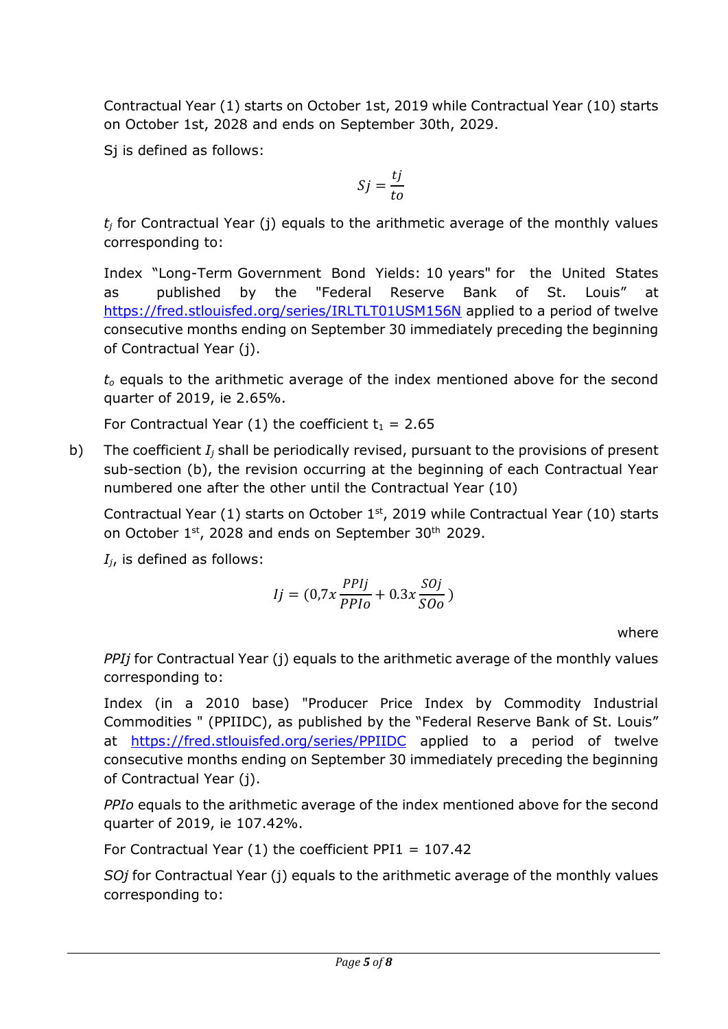Contractual Year (1) starts on October 1st, 2019 while Contractual Year (10) starts on October 1st, 2028 and ends on September 30th, 2029.

Sj is defined as follows:

$$Sj = \frac{tj}{to}$$

$t_j$ for Contractual Year (j) equals to the arithmetic average of the monthly values corresponding to:

Index "Long-Term Government Bond Yields: 10 years" for the United States as published by the "Federal Reserve Bank of St. Louis" at https://fred.stlouisfed.org/series/IRLTLT01USM156N applied to a period of twelve consecutive months ending on September 30 immediately preceding the beginning of Contractual Year (j).

$t_o$ equals to the arithmetic average of the index mentioned above for the second quarter of 2019, ie 2.65%.

For Contractual Year (1) the coefficient $t_1$ = 2.65

b) The coefficient $I_j$ shall be periodically revised, pursuant to the provisions of present sub-section (b), the revision occurring at the beginning of each Contractual Year numbered one after the other until the Contractual Year (10)

Contractual Year (1) starts on October 1st, 2019 while Contractual Year (10) starts on October 1st, 2028 and ends on September 30th 2029.

$I_j$, is defined as follows:

$$Ij = (0{,}7x\frac{PPIj}{PPIo} + 0.3x\frac{SOj}{SOo})$$

where

*PPIj* for Contractual Year (j) equals to the arithmetic average of the monthly values corresponding to:

Index (in a 2010 base) "Producer Price Index by Commodity Industrial Commodities " (PPIIDC), as published by the "Federal Reserve Bank of St. Louis" at https://fred.stlouisfed.org/series/PPIIDC applied to a period of twelve consecutive months ending on September 30 immediately preceding the beginning of Contractual Year (j).

*PPIo* equals to the arithmetic average of the index mentioned above for the second quarter of 2019, ie 107.42%.

For Contractual Year (1) the coefficient PPI1 = 107.42

*SOj* for Contractual Year (j) equals to the arithmetic average of the monthly values corresponding to: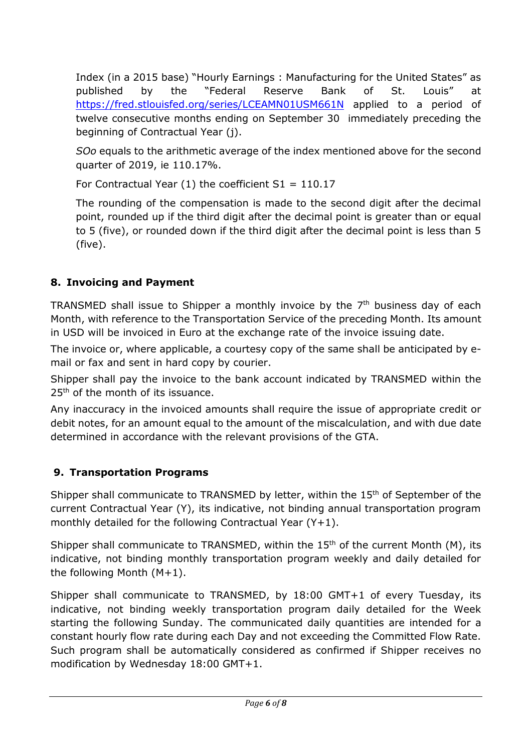Index (in a 2015 base) "Hourly Earnings : Manufacturing for the United States" as published by the "Federal Reserve Bank of St. Louis" at https://fred.stlouisfed.org/series/LCEAMN01USM661N applied to a period of twelve consecutive months ending on September 30 immediately preceding the beginning of Contractual Year (j).

*SOo* equals to the arithmetic average of the index mentioned above for the second quarter of 2019, ie 110.17%.

For Contractual Year (1) the coefficient S1 = 110.17

The rounding of the compensation is made to the second digit after the decimal point, rounded up if the third digit after the decimal point is greater than or equal to 5 (five), or rounded down if the third digit after the decimal point is less than 5 (five).

## 8. Invoicing and Payment

TRANSMED shall issue to Shipper a monthly invoice by the 7th business day of each Month, with reference to the Transportation Service of the preceding Month. Its amount in USD will be invoiced in Euro at the exchange rate of the invoice issuing date.

The invoice or, where applicable, a courtesy copy of the same shall be anticipated by e-mail or fax and sent in hard copy by courier.

Shipper shall pay the invoice to the bank account indicated by TRANSMED within the 25th of the month of its issuance.

Any inaccuracy in the invoiced amounts shall require the issue of appropriate credit or debit notes, for an amount equal to the amount of the miscalculation, and with due date determined in accordance with the relevant provisions of the GTA.

## 9. Transportation Programs

Shipper shall communicate to TRANSMED by letter, within the 15th of September of the current Contractual Year (Y), its indicative, not binding annual transportation program monthly detailed for the following Contractual Year (Y+1).

Shipper shall communicate to TRANSMED, within the 15th of the current Month (M), its indicative, not binding monthly transportation program weekly and daily detailed for the following Month (M+1).

Shipper shall communicate to TRANSMED, by 18:00 GMT+1 of every Tuesday, its indicative, not binding weekly transportation program daily detailed for the Week starting the following Sunday. The communicated daily quantities are intended for a constant hourly flow rate during each Day and not exceeding the Committed Flow Rate. Such program shall be automatically considered as confirmed if Shipper receives no modification by Wednesday 18:00 GMT+1.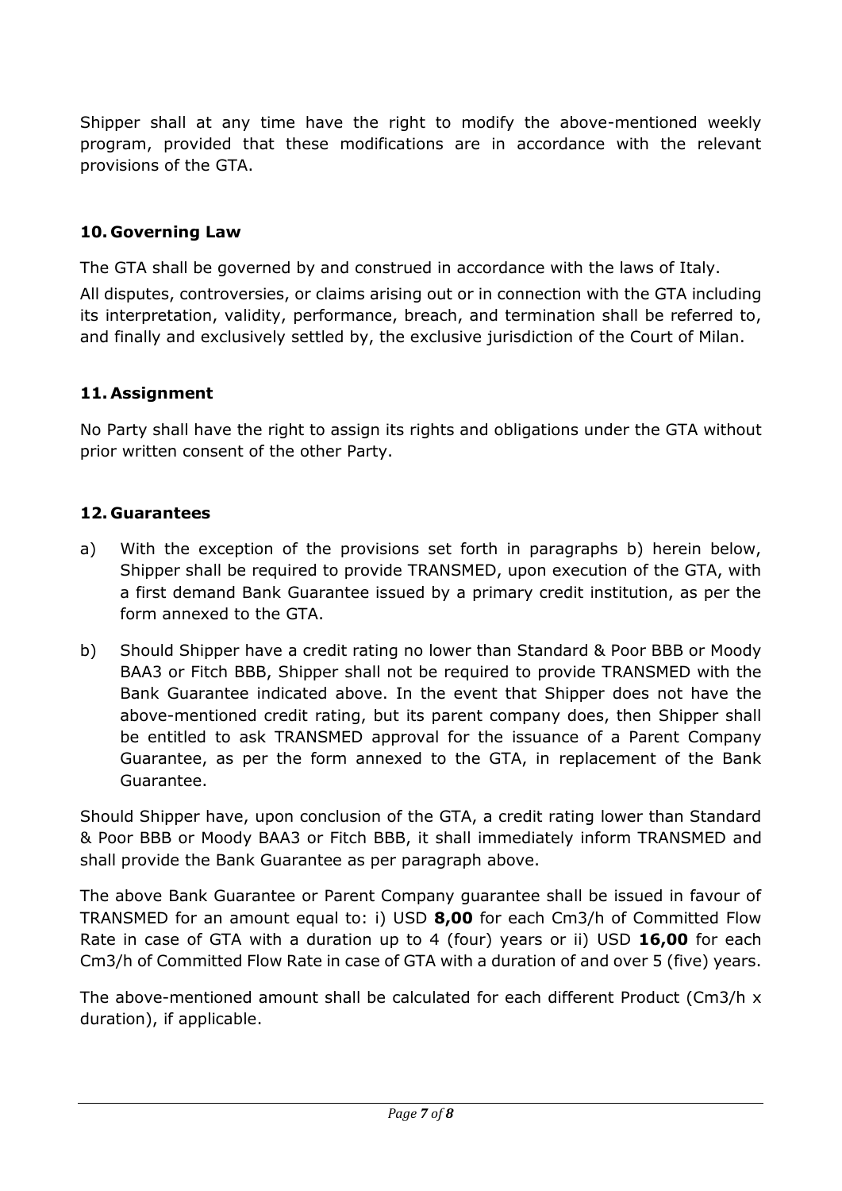Shipper shall at any time have the right to modify the above-mentioned weekly program, provided that these modifications are in accordance with the relevant provisions of the GTA.

## 10. Governing Law

The GTA shall be governed by and construed in accordance with the laws of Italy.

All disputes, controversies, or claims arising out or in connection with the GTA including its interpretation, validity, performance, breach, and termination shall be referred to, and finally and exclusively settled by, the exclusive jurisdiction of the Court of Milan.

## 11. Assignment

No Party shall have the right to assign its rights and obligations under the GTA without prior written consent of the other Party.

## 12. Guarantees

a) With the exception of the provisions set forth in paragraphs b) herein below, Shipper shall be required to provide TRANSMED, upon execution of the GTA, with a first demand Bank Guarantee issued by a primary credit institution, as per the form annexed to the GTA.

b) Should Shipper have a credit rating no lower than Standard & Poor BBB or Moody BAA3 or Fitch BBB, Shipper shall not be required to provide TRANSMED with the Bank Guarantee indicated above. In the event that Shipper does not have the above-mentioned credit rating, but its parent company does, then Shipper shall be entitled to ask TRANSMED approval for the issuance of a Parent Company Guarantee, as per the form annexed to the GTA, in replacement of the Bank Guarantee.

Should Shipper have, upon conclusion of the GTA, a credit rating lower than Standard & Poor BBB or Moody BAA3 or Fitch BBB, it shall immediately inform TRANSMED and shall provide the Bank Guarantee as per paragraph above.

The above Bank Guarantee or Parent Company guarantee shall be issued in favour of TRANSMED for an amount equal to: i) USD **8,00** for each Cm3/h of Committed Flow Rate in case of GTA with a duration up to 4 (four) years or ii) USD **16,00** for each Cm3/h of Committed Flow Rate in case of GTA with a duration of and over 5 (five) years.

The above-mentioned amount shall be calculated for each different Product (Cm3/h x duration), if applicable.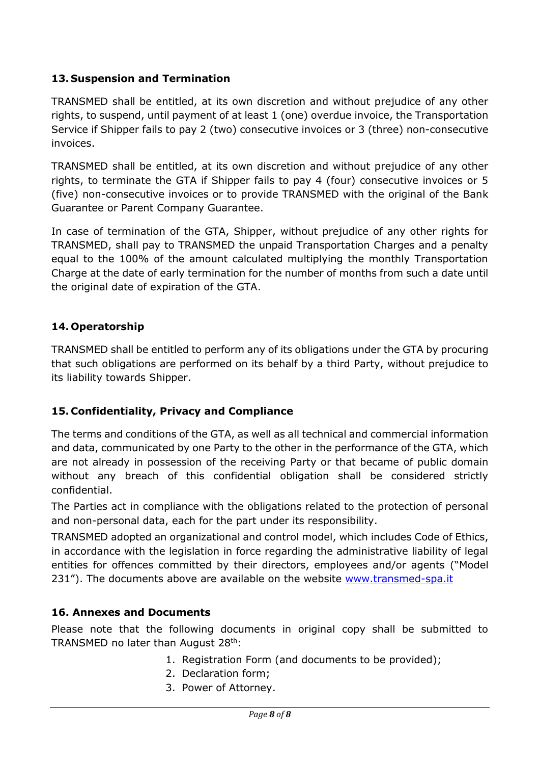## 13. Suspension and Termination

TRANSMED shall be entitled, at its own discretion and without prejudice of any other rights, to suspend, until payment of at least 1 (one) overdue invoice, the Transportation Service if Shipper fails to pay 2 (two) consecutive invoices or 3 (three) non-consecutive invoices.

TRANSMED shall be entitled, at its own discretion and without prejudice of any other rights, to terminate the GTA if Shipper fails to pay 4 (four) consecutive invoices or 5 (five) non-consecutive invoices or to provide TRANSMED with the original of the Bank Guarantee or Parent Company Guarantee.

In case of termination of the GTA, Shipper, without prejudice of any other rights for TRANSMED, shall pay to TRANSMED the unpaid Transportation Charges and a penalty equal to the 100% of the amount calculated multiplying the monthly Transportation Charge at the date of early termination for the number of months from such a date until the original date of expiration of the GTA.

## 14. Operatorship

TRANSMED shall be entitled to perform any of its obligations under the GTA by procuring that such obligations are performed on its behalf by a third Party, without prejudice to its liability towards Shipper.

## 15. Confidentiality, Privacy and Compliance

The terms and conditions of the GTA, as well as all technical and commercial information and data, communicated by one Party to the other in the performance of the GTA, which are not already in possession of the receiving Party or that became of public domain without any breach of this confidential obligation shall be considered strictly confidential.

The Parties act in compliance with the obligations related to the protection of personal and non-personal data, each for the part under its responsibility.

TRANSMED adopted an organizational and control model, which includes Code of Ethics, in accordance with the legislation in force regarding the administrative liability of legal entities for offences committed by their directors, employees and/or agents ("Model 231"). The documents above are available on the website [www.transmed-spa.it](http://www.transmed-spa.it)

## 16. Annexes and Documents

Please note that the following documents in original copy shall be submitted to TRANSMED no later than August 28th:

1. Registration Form (and documents to be provided);
2. Declaration form;
3. Power of Attorney.